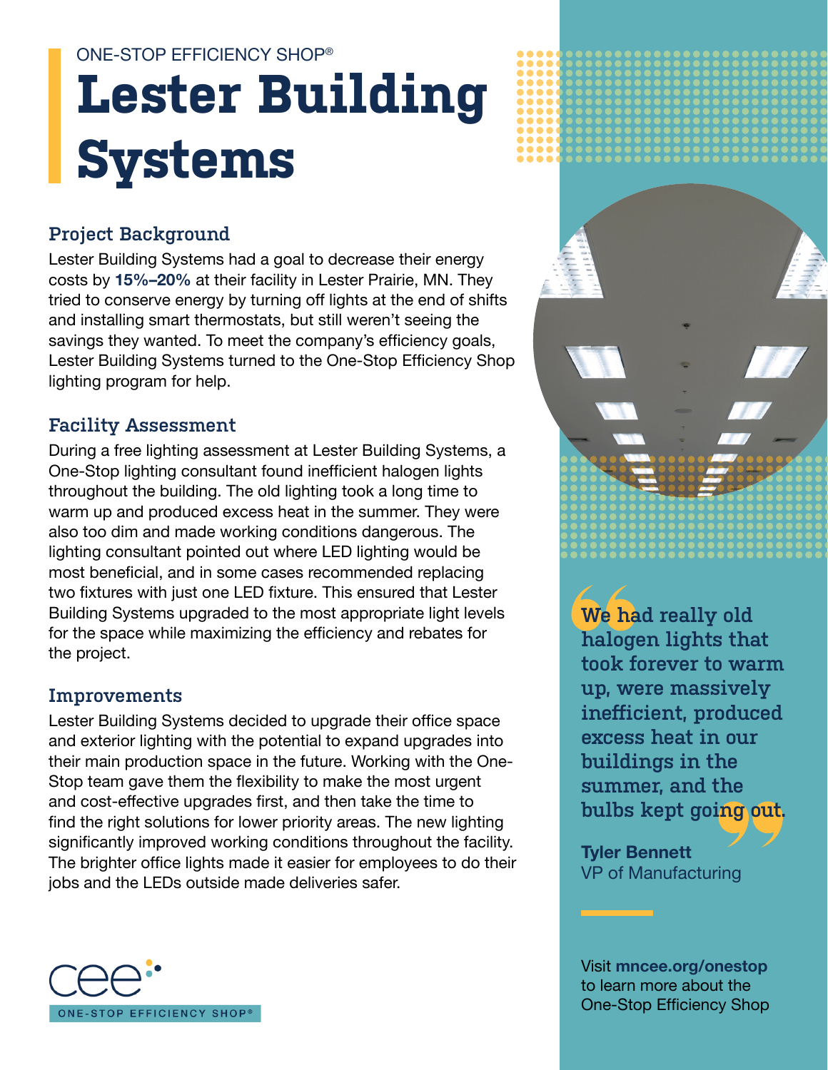ONE-STOP EFFICIENCY SHOP®

# Lester Building Systems

## Project Background

Lester Building Systems had a goal to decrease their energy costs by **15%–20%** at their facility in Lester Prairie, MN. They tried to conserve energy by turning off lights at the end of shifts and installing smart thermostats, but still weren't seeing the savings they wanted. To meet the company's efficiency goals, Lester Building Systems turned to the One-Stop Efficiency Shop lighting program for help.

## Facility Assessment

During a free lighting assessment at Lester Building Systems, a One-Stop lighting consultant found inefficient halogen lights throughout the building. The old lighting took a long time to warm up and produced excess heat in the summer. They were also too dim and made working conditions dangerous. The lighting consultant pointed out where LED lighting would be most beneficial, and in some cases recommended replacing two fixtures with just one LED fixture. This ensured that Lester Building Systems upgraded to the most appropriate light levels for the space while maximizing the efficiency and rebates for the project.

## Improvements

Lester Building Systems decided to upgrade their office space and exterior lighting with the potential to expand upgrades into their main production space in the future. Working with the One-Stop team gave them the flexibility to make the most urgent and cost-effective upgrades first, and then take the time to find the right solutions for lower priority areas. The new lighting significantly improved working conditions throughout the facility. The brighter office lights made it easier for employees to do their jobs and the LEDs outside made deliveries safer.

> "We had really old halogen lights that took forever to warm up, were massively inefficient, produced excess heat in our buildings in the summer, and the bulbs kept going out."
>
> **Tyler Bennett**
> VP of Manufacturing

Visit **mncee.org/onestop** to learn more about the One-Stop Efficiency Shop

cee
ONE-STOP EFFICIENCY SHOP®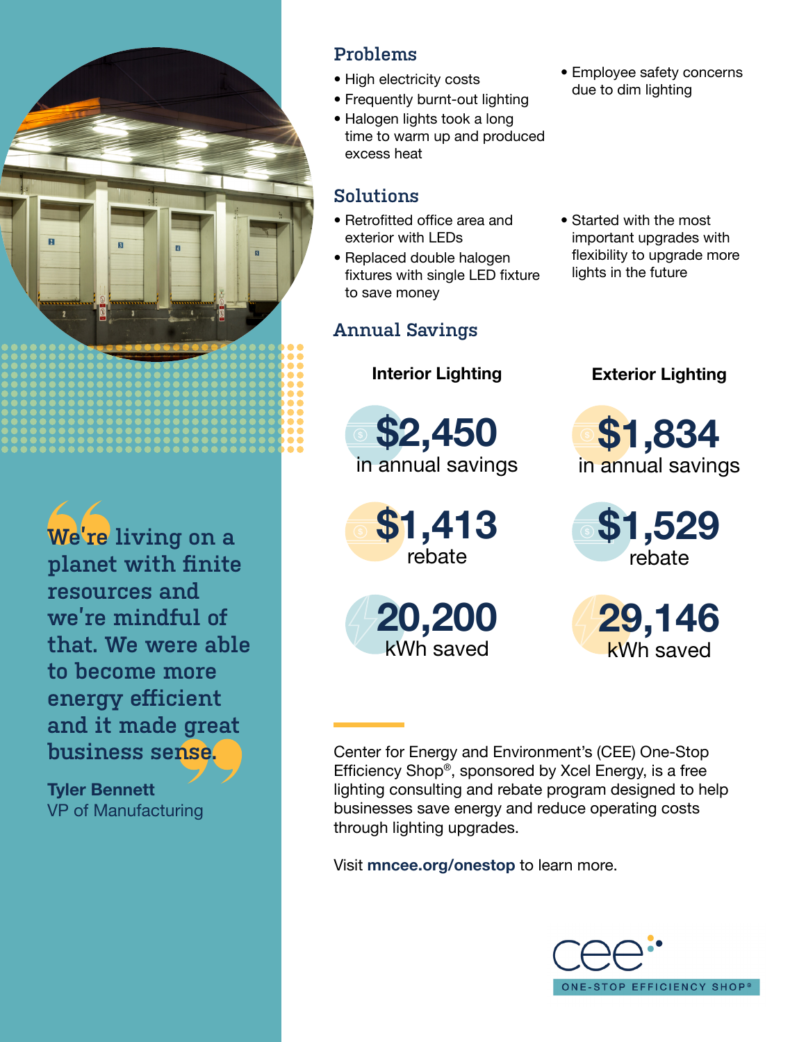## Problems

- High electricity costs
- Frequently burnt-out lighting
- Halogen lights took a long time to warm up and produced excess heat
- Employee safety concerns due to dim lighting

## Solutions

- Retrofitted office area and exterior with LEDs
- Replaced double halogen fixtures with single LED fixture to save money
- Started with the most important upgrades with flexibility to upgrade more lights in the future

## Annual Savings

| Interior Lighting | Exterior Lighting |
|---|---|
| **$2,450** in annual savings | **$1,834** in annual savings |
| **$1,413** rebate | **$1,529** rebate |
| **20,200** kWh saved | **29,146** kWh saved |

> We're living on a planet with finite resources and we're mindful of that. We were able to become more energy efficient and it made great business sense.
>
> **Tyler Bennett**
> VP of Manufacturing

Center for Energy and Environment's (CEE) One-Stop Efficiency Shop®, sponsored by Xcel Energy, is a free lighting consulting and rebate program designed to help businesses save energy and reduce operating costs through lighting upgrades.

Visit **mncee.org/onestop** to learn more.

cee
ONE-STOP EFFICIENCY SHOP®